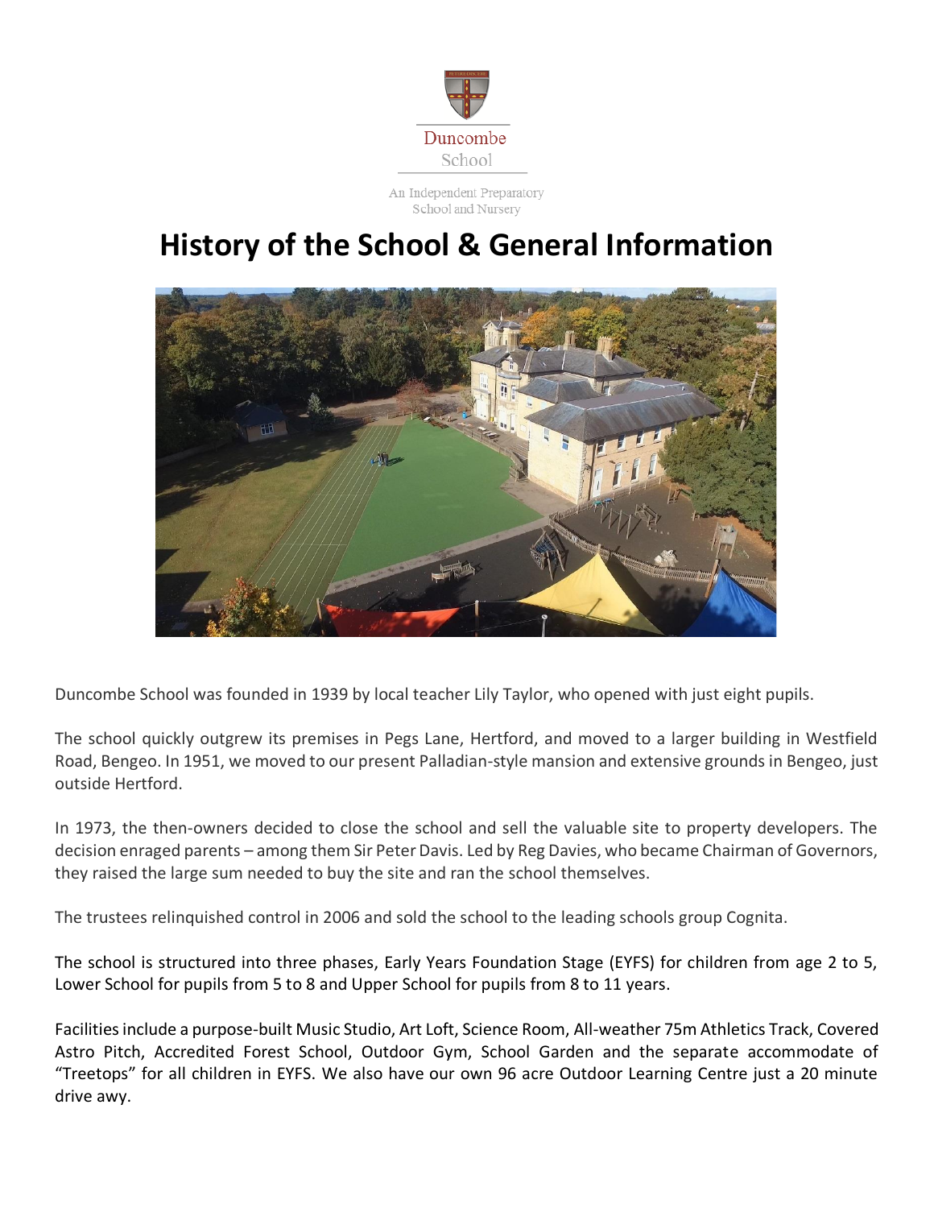Duncombe School

An Independent Preparatory School and Nursery

# History of the School & General Information

Duncombe School was founded in 1939 by local teacher Lily Taylor, who opened with just eight pupils.

The school quickly outgrew its premises in Pegs Lane, Hertford, and moved to a larger building in Westfield Road, Bengeo. In 1951, we moved to our present Palladian-style mansion and extensive grounds in Bengeo, just outside Hertford.

In 1973, the then-owners decided to close the school and sell the valuable site to property developers. The decision enraged parents – among them Sir Peter Davis. Led by Reg Davies, who became Chairman of Governors, they raised the large sum needed to buy the site and ran the school themselves.

The trustees relinquished control in 2006 and sold the school to the leading schools group Cognita.

The school is structured into three phases, Early Years Foundation Stage (EYFS) for children from age 2 to 5, Lower School for pupils from 5 to 8 and Upper School for pupils from 8 to 11 years.

Facilities include a purpose-built Music Studio, Art Loft, Science Room, All-weather 75m Athletics Track, Covered Astro Pitch, Accredited Forest School, Outdoor Gym, School Garden and the separate accommodate of "Treetops" for all children in EYFS. We also have our own 96 acre Outdoor Learning Centre just a 20 minute drive away.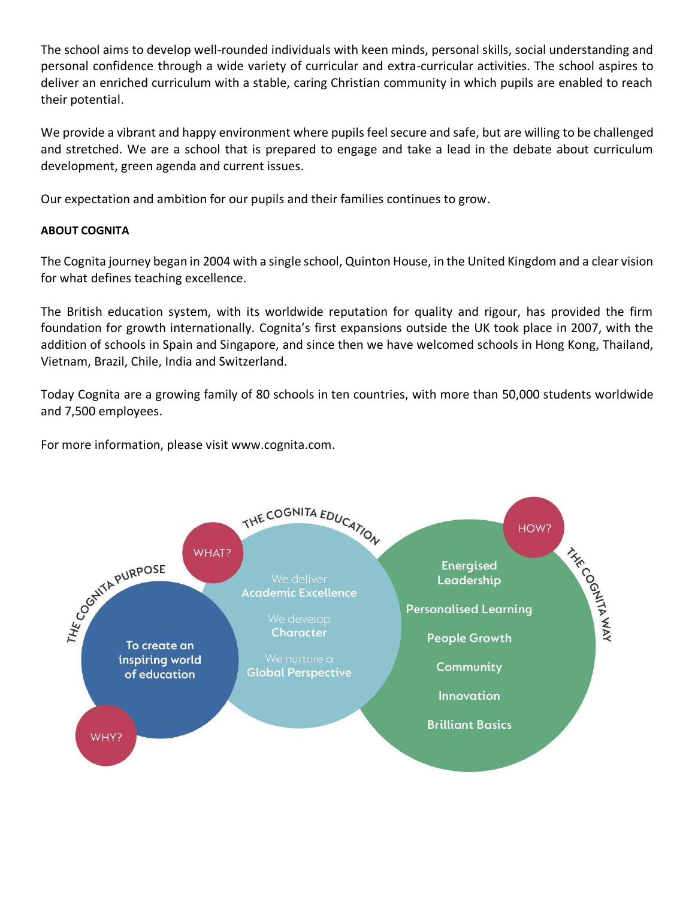The school aims to develop well-rounded individuals with keen minds, personal skills, social understanding and personal confidence through a wide variety of curricular and extra-curricular activities. The school aspires to deliver an enriched curriculum with a stable, caring Christian community in which pupils are enabled to reach their potential.

We provide a vibrant and happy environment where pupils feel secure and safe, but are willing to be challenged and stretched. We are a school that is prepared to engage and take a lead in the debate about curriculum development, green agenda and current issues.

Our expectation and ambition for our pupils and their families continues to grow.

**ABOUT COGNITA**

The Cognita journey began in 2004 with a single school, Quinton House, in the United Kingdom and a clear vision for what defines teaching excellence.

The British education system, with its worldwide reputation for quality and rigour, has provided the firm foundation for growth internationally. Cognita's first expansions outside the UK took place in 2007, with the addition of schools in Spain and Singapore, and since then we have welcomed schools in Hong Kong, Thailand, Vietnam, Brazil, Chile, India and Switzerland.

Today Cognita are a growing family of 80 schools in ten countries, with more than 50,000 students worldwide and 7,500 employees.

For more information, please visit www.cognita.com.

THE COGNITA PURPOSE

WHY?

To create an inspiring world of education

THE COGNITA EDUCATION

WHAT?

We deliver Academic Excellence

We develop Character

We nurture a Global Perspective

THE COGNITA WAY

HOW?

Energised Leadership

Personalised Learning

People Growth

Community

Innovation

Brilliant Basics